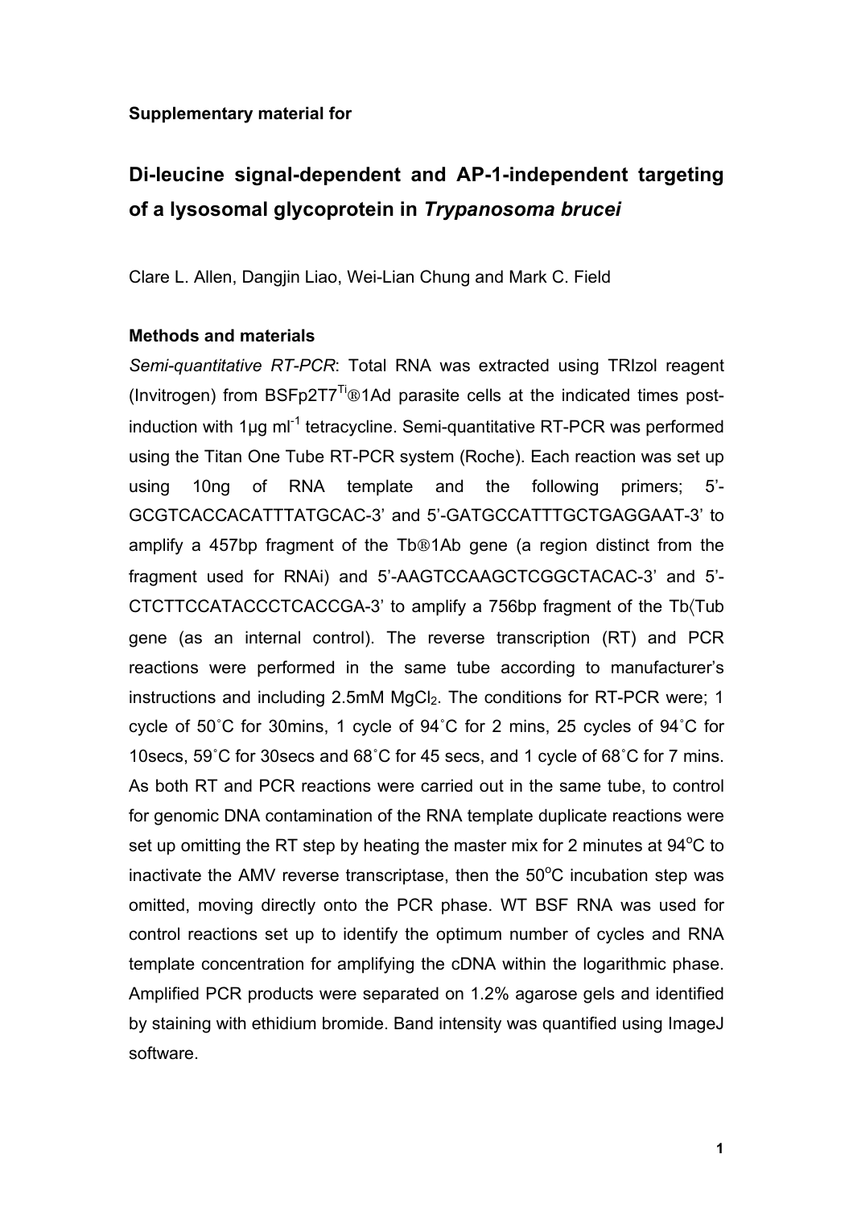**Supplementary material for**

# Di-leucine signal-dependent and AP-1-independent targeting of a lysosomal glycoprotein in *Trypanosoma brucei*

Clare L. Allen, Dangjin Liao, Wei-Lian Chung and Mark C. Field

## Methods and materials

*Semi-quantitative RT-PCR*: Total RNA was extracted using TRIzol reagent (Invitrogen) from BSFp2T7[Ti]®1Ad parasite cells at the indicated times post-induction with 1μg ml$^{-1}$ tetracycline. Semi-quantitative RT-PCR was performed using the Titan One Tube RT-PCR system (Roche). Each reaction was set up using 10ng of RNA template and the following primers; 5'-GCGTCACCACATTTATGCAC-3' and 5'-GATGCCATTTGCTGAGGAAT-3' to amplify a 457bp fragment of the Tb®1Ab gene (a region distinct from the fragment used for RNAi) and 5'-AAGTCCAAGCTCGGCTACAC-3' and 5'-CTCTTCCATACCCTCACCGA-3' to amplify a 756bp fragment of the Tb〈Tub gene (as an internal control). The reverse transcription (RT) and PCR reactions were performed in the same tube according to manufacturer's instructions and including 2.5mM $MgCl_2$. The conditions for RT-PCR were; 1 cycle of 50˚C for 30mins, 1 cycle of 94˚C for 2 mins, 25 cycles of 94˚C for 10secs, 59˚C for 30secs and 68˚C for 45 secs, and 1 cycle of 68˚C for 7 mins. As both RT and PCR reactions were carried out in the same tube, to control for genomic DNA contamination of the RNA template duplicate reactions were set up omitting the RT step by heating the master mix for 2 minutes at 94$^{o}$C to inactivate the AMV reverse transcriptase, then the 50$^{o}$C incubation step was omitted, moving directly onto the PCR phase. WT BSF RNA was used for control reactions set up to identify the optimum number of cycles and RNA template concentration for amplifying the cDNA within the logarithmic phase. Amplified PCR products were separated on 1.2% agarose gels and identified by staining with ethidium bromide. Band intensity was quantified using ImageJ software.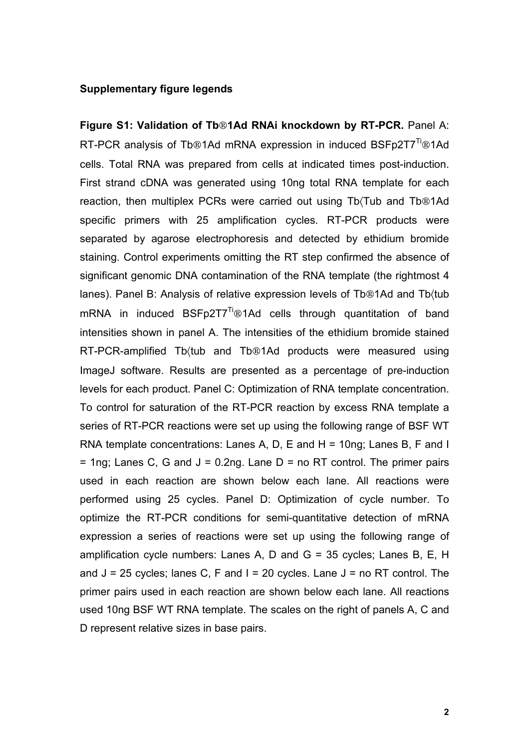**Supplementary figure legends**

**Figure S1: Validation of Tb®1Ad RNAi knockdown by RT-PCR.** Panel A: RT-PCR analysis of Tb®1Ad mRNA expression in induced BSFp2T7$^{Ti}$®1Ad cells. Total RNA was prepared from cells at indicated times post-induction. First strand cDNA was generated using 10ng total RNA template for each reaction, then multiplex PCRs were carried out using Tb〈Tub and Tb®1Ad specific primers with 25 amplification cycles. RT-PCR products were separated by agarose electrophoresis and detected by ethidium bromide staining. Control experiments omitting the RT step confirmed the absence of significant genomic DNA contamination of the RNA template (the rightmost 4 lanes). Panel B: Analysis of relative expression levels of Tb®1Ad and Tb〈tub mRNA in induced BSFp2T7$^{Ti}$®1Ad cells through quantitation of band intensities shown in panel A. The intensities of the ethidium bromide stained RT-PCR-amplified Tb〈tub and Tb®1Ad products were measured using ImageJ software. Results are presented as a percentage of pre-induction levels for each product. Panel C: Optimization of RNA template concentration. To control for saturation of the RT-PCR reaction by excess RNA template a series of RT-PCR reactions were set up using the following range of BSF WT RNA template concentrations: Lanes A, D, E and H = 10ng; Lanes B, F and I = 1ng; Lanes C, G and J = 0.2ng. Lane D = no RT control. The primer pairs used in each reaction are shown below each lane. All reactions were performed using 25 cycles. Panel D: Optimization of cycle number. To optimize the RT-PCR conditions for semi-quantitative detection of mRNA expression a series of reactions were set up using the following range of amplification cycle numbers: Lanes A, D and G = 35 cycles; Lanes B, E, H and J = 25 cycles; lanes C, F and I = 20 cycles. Lane J = no RT control. The primer pairs used in each reaction are shown below each lane. All reactions used 10ng BSF WT RNA template. The scales on the right of panels A, C and D represent relative sizes in base pairs.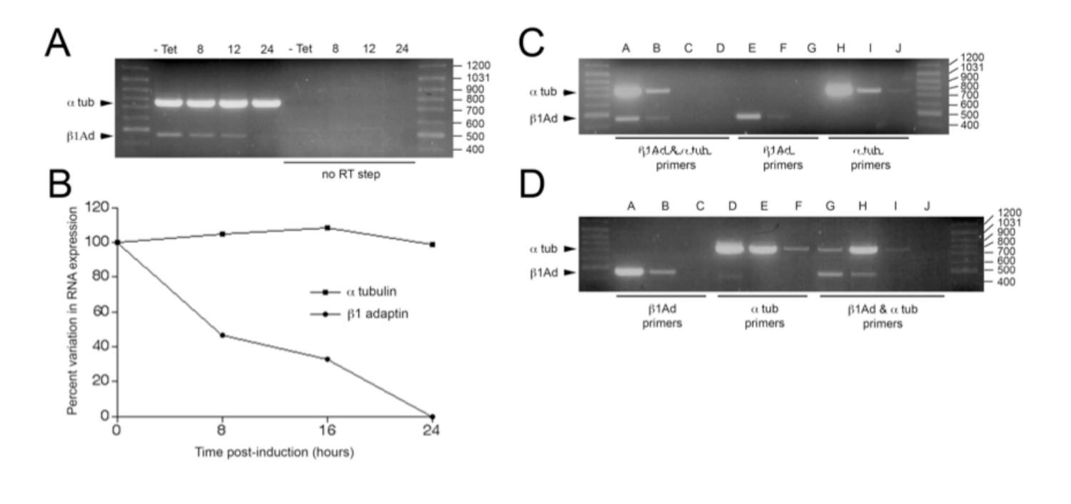A

- Tet
8
12
24
- Tet
8
12
24

α tub
β1Ad

1200
1031
900
800
700
600
500
400

no RT step

B

Percent variation in RNA expression

120
100
80
60
40
20
0

Time post-induction (hours)

0
8
16
24

α tubulin
β1 adaptin

C

A
B
C
D
E
F
G
H
I
J

α tub
β1Ad

1200
1031
900
800
700
600
500
400

β1Ad & α tub primers
β1Ad primers
α tub primers

D

A
B
C
D
E
F
G
H
I
J

α tub
β1Ad

1200
1031
900
800
700
600
500
400

β1Ad primers
α tub primers
β1Ad & α tub primers